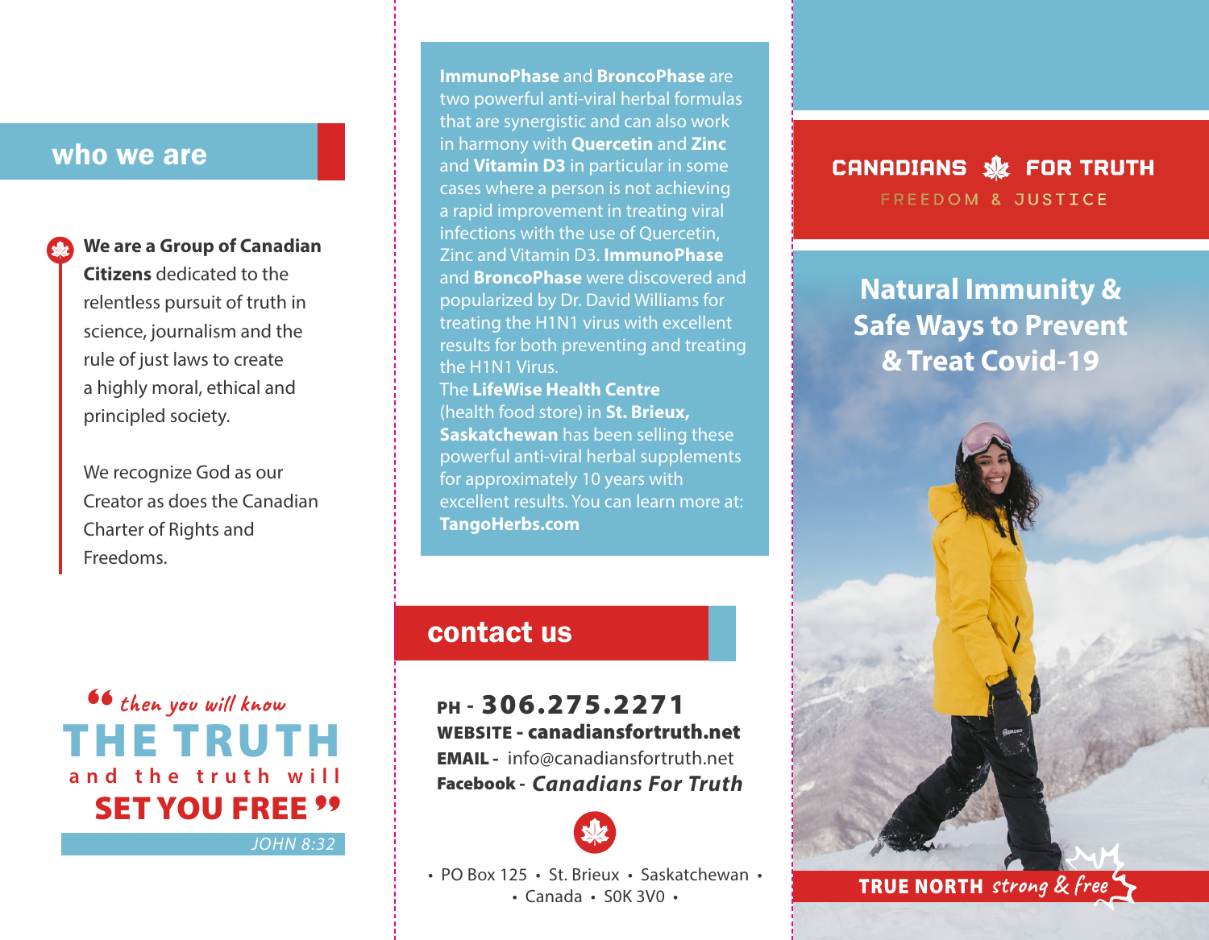## who we are

**We are a Group of Canadian Citizens** dedicated to the relentless pursuit of truth in science, journalism and the rule of just laws to create a highly moral, ethical and principled society.

We recognize God as our Creator as does the Canadian Charter of Rights and Freedoms.

> " *then you will know* **THE TRUTH** and the truth will **SET YOU FREE** "
>
> *JOHN 8:32*

**ImmunoPhase** and **BroncoPhase** are two powerful anti-viral herbal formulas that are synergistic and can also work in harmony with **Quercetin** and **Zinc** and **Vitamin D3** in particular in some cases where a person is not achieving a rapid improvement in treating viral infections with the use of Quercetin, Zinc and Vitamin D3. **ImmunoPhase** and **BroncoPhase** were discovered and popularized by Dr. David Williams for treating the H1N1 virus with excellent results for both preventing and treating the H1N1 Virus.
The **LifeWise Health Centre** (health food store) in **St. Brieux, Saskatchewan** has been selling these powerful anti-viral herbal supplements for approximately 10 years with excellent results. You can learn more at: **TangoHerbs.com**

## contact us

**PH - 306.275.2271**
**WEBSITE - canadiansfortruth.net**
**EMAIL -** info@canadiansfortruth.net
**Facebook -** ***Canadians For Truth***

• PO Box 125 • St. Brieux • Saskatchewan • • Canada • S0K 3V0 •

# CANADIANS FOR TRUTH

FREEDOM & JUSTICE

## Natural Immunity & Safe Ways to Prevent & Treat Covid-19

**TRUE NORTH** *strong & free*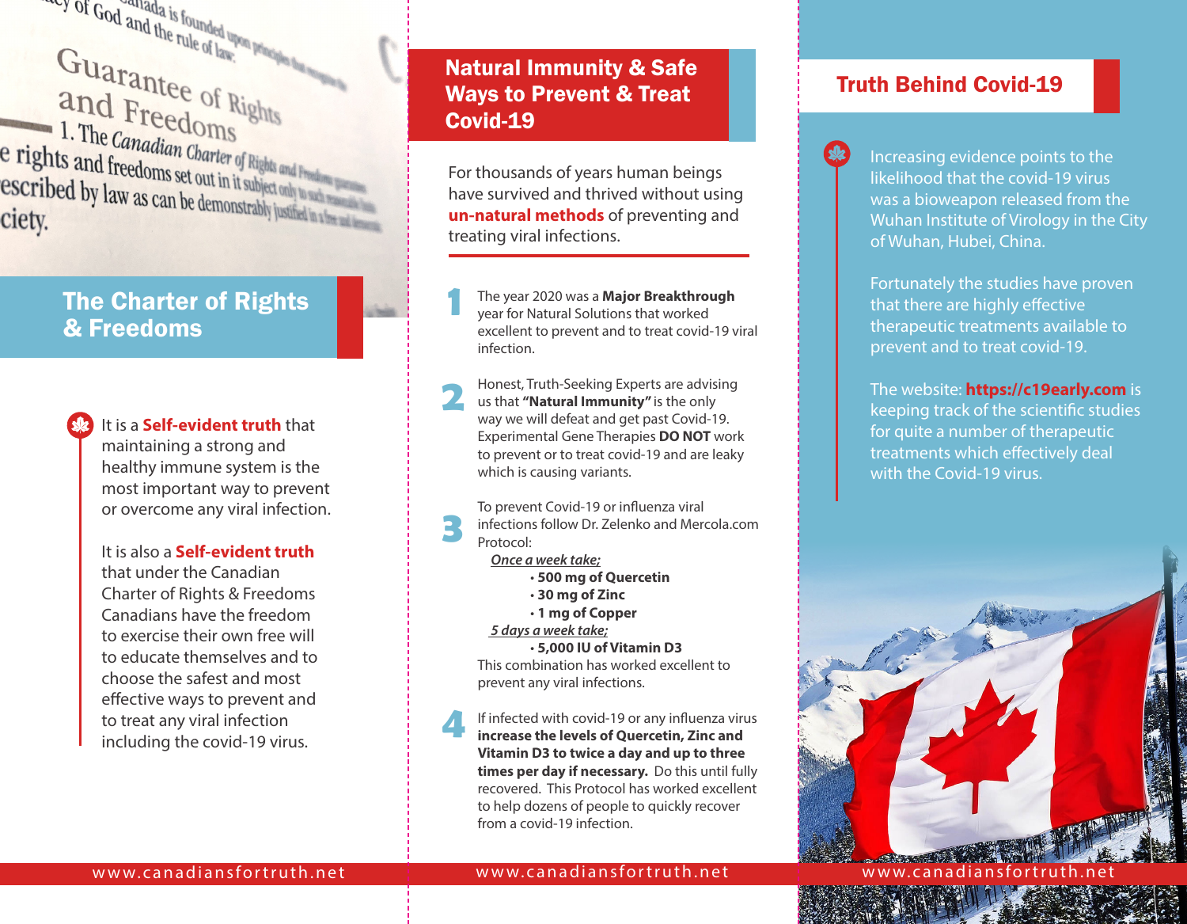## The Charter of Rights & Freedoms

It is a **Self-evident truth** that maintaining a strong and healthy immune system is the most important way to prevent or overcome any viral infection.

It is also a **Self-evident truth** that under the Canadian Charter of Rights & Freedoms Canadians have the freedom to exercise their own free will to educate themselves and to choose the safest and most effective ways to prevent and to treat any viral infection including the covid-19 virus.

www.canadiansfortruth.net

## Natural Immunity & Safe Ways to Prevent & Treat Covid-19

For thousands of years human beings have survived and thrived without using **un-natural methods** of preventing and treating viral infections.

1. The year 2020 was a **Major Breakthrough** year for Natural Solutions that worked excellent to prevent and to treat covid-19 viral infection.

2. Honest, Truth-Seeking Experts are advising us that **"Natural Immunity"** is the only way we will defeat and get past Covid-19. Experimental Gene Therapies **DO NOT** work to prevent or to treat covid-19 and are leaky which is causing variants.

3. To prevent Covid-19 or influenza viral infections follow Dr. Zelenko and Mercola.com Protocol:

   *Once a week take;*
   - **500 mg of Quercetin**
   - **30 mg of Zinc**
   - **1 mg of Copper**

   *5 days a week take;*
   - **5,000 IU of Vitamin D3**

   This combination has worked excellent to prevent any viral infections.

4. If infected with covid-19 or any influenza virus **increase the levels of Quercetin, Zinc and Vitamin D3 to twice a day and up to three times per day if necessary.** Do this until fully recovered. This Protocol has worked excellent to help dozens of people to quickly recover from a covid-19 infection.

www.canadiansfortruth.net

## Truth Behind Covid-19

Increasing evidence points to the likelihood that the covid-19 virus was a bioweapon released from the Wuhan Institute of Virology in the City of Wuhan, Hubei, China.

Fortunately the studies have proven that there are highly effective therapeutic treatments available to prevent and to treat covid-19.

The website: **https://c19early.com** is keeping track of the scientific studies for quite a number of therapeutic treatments which effectively deal with the Covid-19 virus.

www.canadiansfortruth.net